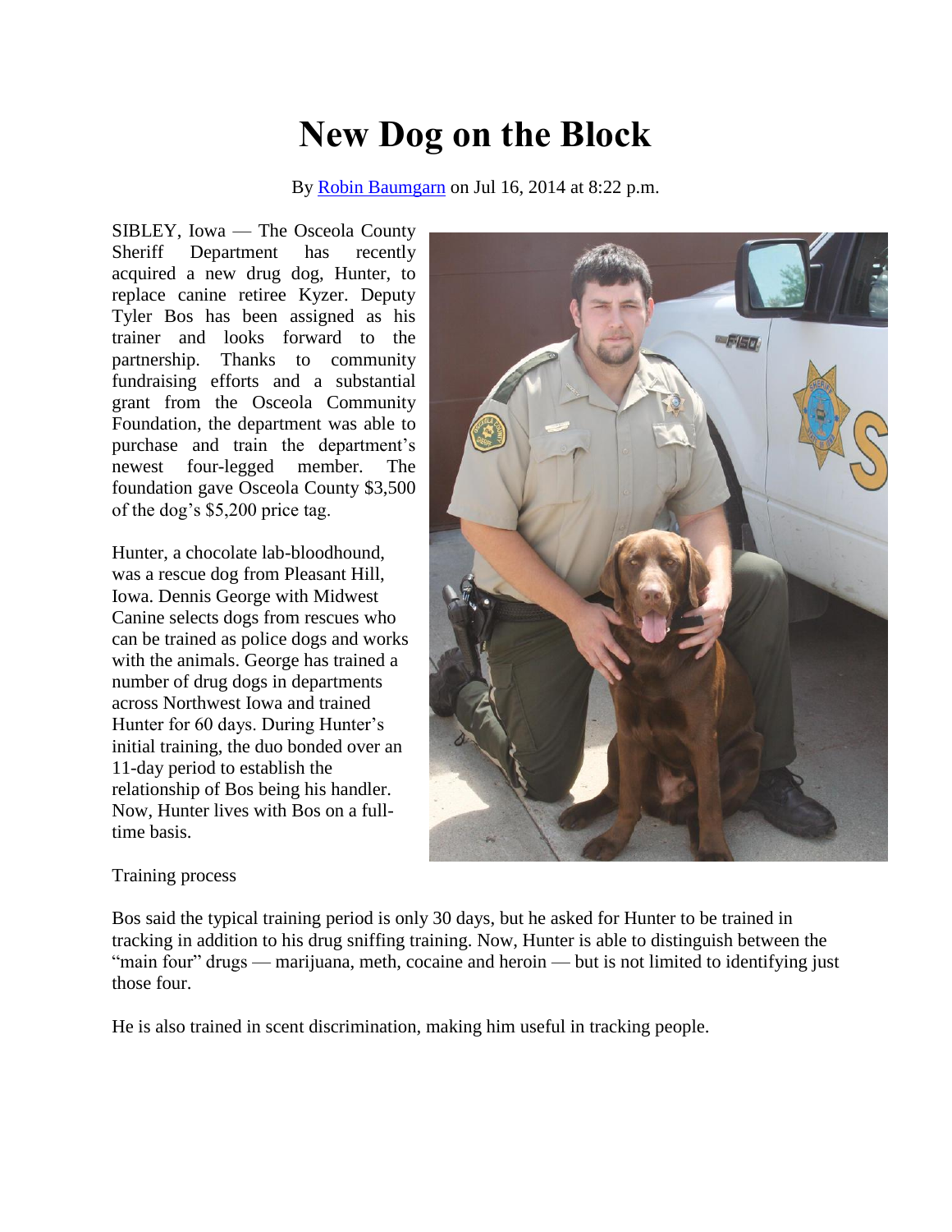# New Dog on the Block

By Robin Baumgarn on Jul 16, 2014 at 8:22 p.m.

SIBLEY, Iowa — The Osceola County Sheriff Department has recently acquired a new drug dog, Hunter, to replace canine retiree Kyzer. Deputy Tyler Bos has been assigned as his trainer and looks forward to the partnership. Thanks to community fundraising efforts and a substantial grant from the Osceola Community Foundation, the department was able to purchase and train the department's newest four-legged member. The foundation gave Osceola County $3,500 of the dog's $5,200 price tag.

Hunter, a chocolate lab-bloodhound, was a rescue dog from Pleasant Hill, Iowa. Dennis George with Midwest Canine selects dogs from rescues who can be trained as police dogs and works with the animals. George has trained a number of drug dogs in departments across Northwest Iowa and trained Hunter for 60 days. During Hunter's initial training, the duo bonded over an 11-day period to establish the relationship of Bos being his handler. Now, Hunter lives with Bos on a full-time basis.

Training process

Bos said the typical training period is only 30 days, but he asked for Hunter to be trained in tracking in addition to his drug sniffing training. Now, Hunter is able to distinguish between the "main four" drugs — marijuana, meth, cocaine and heroin — but is not limited to identifying just those four.

He is also trained in scent discrimination, making him useful in tracking people.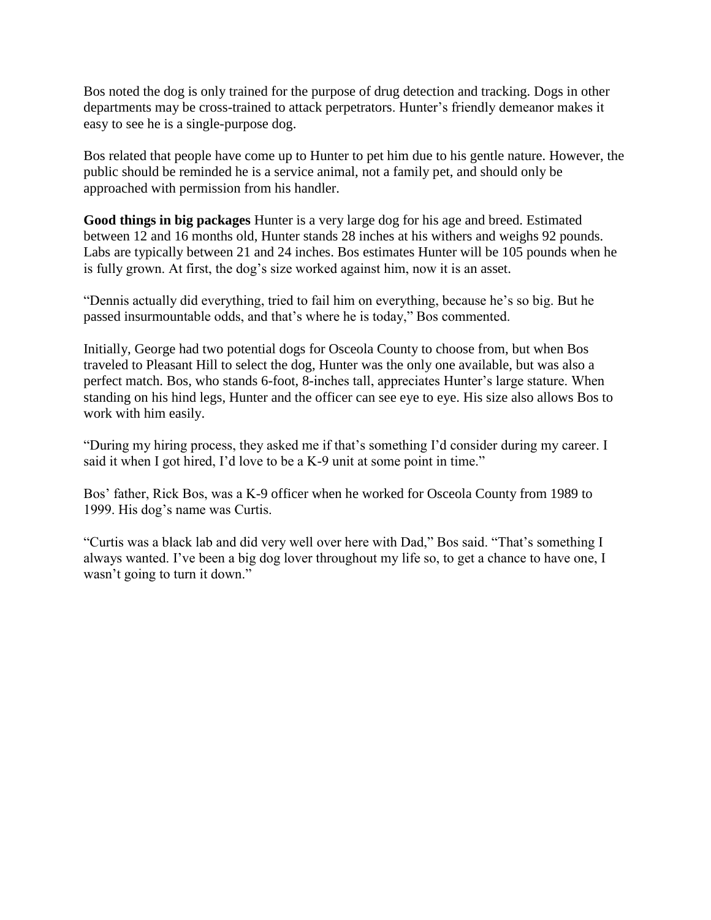Bos noted the dog is only trained for the purpose of drug detection and tracking. Dogs in other departments may be cross-trained to attack perpetrators. Hunter's friendly demeanor makes it easy to see he is a single-purpose dog.

Bos related that people have come up to Hunter to pet him due to his gentle nature. However, the public should be reminded he is a service animal, not a family pet, and should only be approached with permission from his handler.

**Good things in big packages** Hunter is a very large dog for his age and breed. Estimated between 12 and 16 months old, Hunter stands 28 inches at his withers and weighs 92 pounds. Labs are typically between 21 and 24 inches. Bos estimates Hunter will be 105 pounds when he is fully grown. At first, the dog's size worked against him, now it is an asset.

"Dennis actually did everything, tried to fail him on everything, because he's so big. But he passed insurmountable odds, and that's where he is today," Bos commented.

Initially, George had two potential dogs for Osceola County to choose from, but when Bos traveled to Pleasant Hill to select the dog, Hunter was the only one available, but was also a perfect match. Bos, who stands 6-foot, 8-inches tall, appreciates Hunter's large stature. When standing on his hind legs, Hunter and the officer can see eye to eye. His size also allows Bos to work with him easily.

"During my hiring process, they asked me if that's something I'd consider during my career. I said it when I got hired, I'd love to be a K-9 unit at some point in time."

Bos' father, Rick Bos, was a K-9 officer when he worked for Osceola County from 1989 to 1999. His dog's name was Curtis.

"Curtis was a black lab and did very well over here with Dad," Bos said. "That's something I always wanted. I've been a big dog lover throughout my life so, to get a chance to have one, I wasn't going to turn it down."